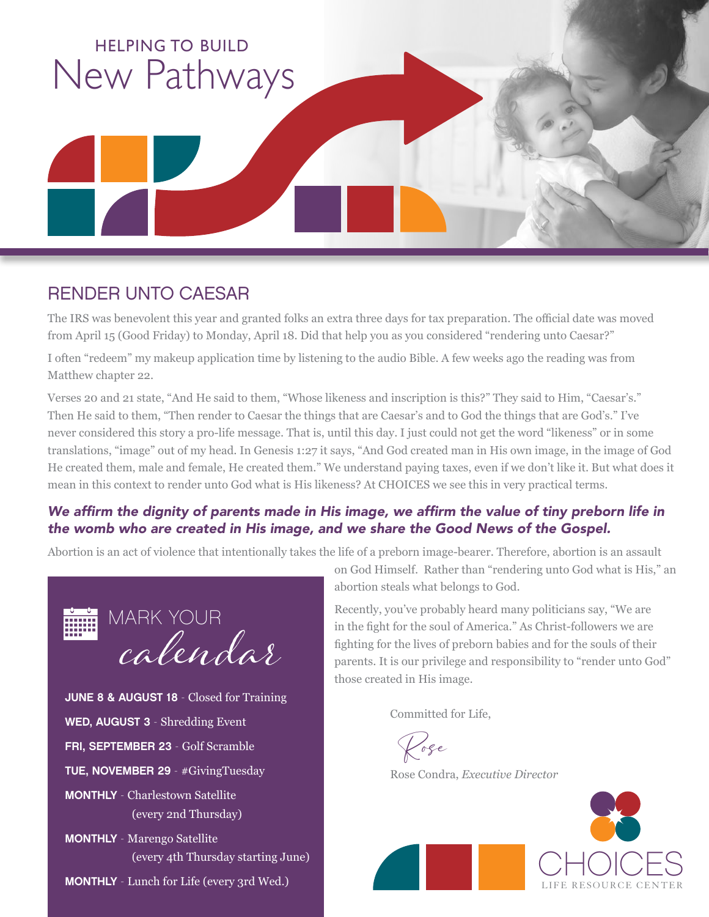HELPING TO BUILD

# New Pathways

## RENDER UNTO CAESAR

The IRS was benevolent this year and granted folks an extra three days for tax preparation. The official date was moved from April 15 (Good Friday) to Monday, April 18. Did that help you as you considered "rendering unto Caesar?"

I often "redeem" my makeup application time by listening to the audio Bible. A few weeks ago the reading was from Matthew chapter 22.

Verses 20 and 21 state, "And He said to them, "Whose likeness and inscription is this?" They said to Him, "Caesar's." Then He said to them, "Then render to Caesar the things that are Caesar's and to God the things that are God's." I've never considered this story a pro-life message. That is, until this day. I just could not get the word "likeness" or in some translations, "image" out of my head. In Genesis 1:27 it says, "And God created man in His own image, in the image of God He created them, male and female, He created them." We understand paying taxes, even if we don't like it. But what does it mean in this context to render unto God what is His likeness? At CHOICES we see this in very practical terms.

***We affirm the dignity of parents made in His image, we affirm the value of tiny preborn life in the womb who are created in His image, and we share the Good News of the Gospel.***

Abortion is an act of violence that intentionally takes the life of a preborn image-bearer. Therefore, abortion is an assault on God Himself. Rather than "rendering unto God what is His," an abortion steals what belongs to God.

Recently, you've probably heard many politicians say, "We are in the fight for the soul of America." As Christ-followers we are fighting for the lives of preborn babies and for the souls of their parents. It is our privilege and responsibility to "render unto God" those created in His image.

Committed for Life,

Rose

Rose Condra, *Executive Director*

### MARK YOUR *calendar*

**JUNE 8 & AUGUST 18** - Closed for Training

**WED, AUGUST 3** - Shredding Event

**FRI, SEPTEMBER 23** - Golf Scramble

**TUE, NOVEMBER 29** - #GivingTuesday

**MONTHLY** - Charlestown Satellite (every 2nd Thursday)

**MONTHLY** - Marengo Satellite (every 4th Thursday starting June)

**MONTHLY** - Lunch for Life (every 3rd Wed.)

CHOICES
LIFE RESOURCE CENTER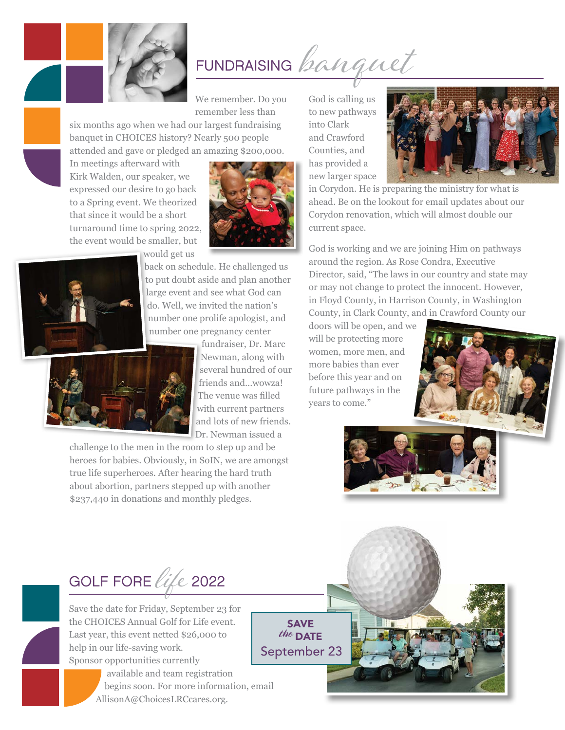## FUNDRAISING *banquet*

We remember. Do you remember less than six months ago when we had our largest fundraising banquet in CHOICES history? Nearly 500 people attended and gave or pledged an amazing $200,000. In meetings afterward with Kirk Walden, our speaker, we expressed our desire to go back to a Spring event. We theorized that since it would be a short turnaround time to spring 2022, the event would be smaller, but would get us back on schedule. He challenged us to put doubt aside and plan another large event and see what God can do. Well, we invited the nation's number one prolife apologist, and number one pregnancy center fundraiser, Dr. Marc Newman, along with several hundred of our friends and...wowza! The venue was filled with current partners and lots of new friends. Dr. Newman issued a challenge to the men in the room to step up and be heroes for babies. Obviously, in SoIN, we are amongst true life superheroes. After hearing the hard truth about abortion, partners stepped up with another $237,440 in donations and monthly pledges.

God is calling us to new pathways into Clark and Crawford Counties, and has provided a new larger space in Corydon. He is preparing the ministry for what is ahead. Be on the lookout for email updates about our Corydon renovation, which will almost double our current space.

God is working and we are joining Him on pathways around the region. As Rose Condra, Executive Director, said, "The laws in our country and state may or may not change to protect the innocent. However, in Floyd County, in Harrison County, in Washington County, in Clark County, and in Crawford County our doors will be open, and we will be protecting more women, more men, and more babies than ever before this year and on future pathways in the years to come."

## GOLF FORE *life* 2022

Save the date for Friday, September 23 for the CHOICES Annual Golf for Life event. Last year, this event netted $26,000 to help in our life-saving work. Sponsor opportunities currently available and team registration begins soon. For more information, email AllisonA@ChoicesLRCcares.org.

**SAVE *the* DATE**
September 23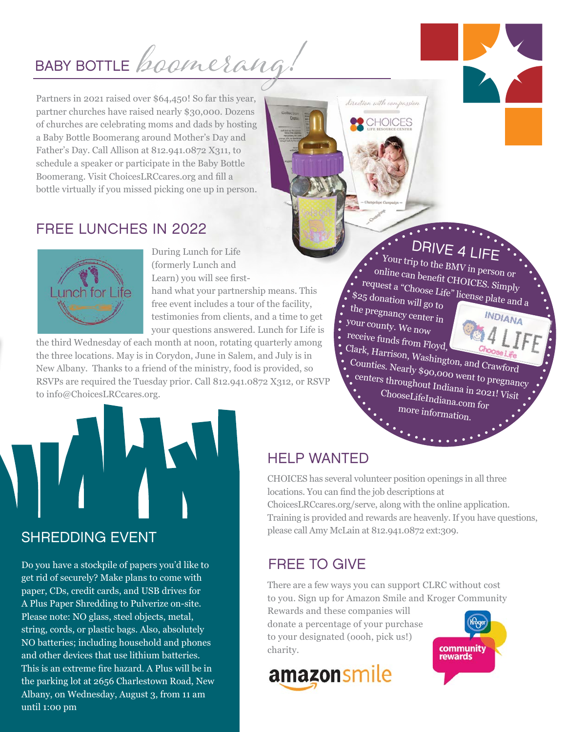# BABY BOTTLE *boomerang!*

Partners in 2021 raised over $64,450! So far this year, partner churches have raised nearly $30,000. Dozens of churches are celebrating moms and dads by hosting a Baby Bottle Boomerang around Mother's Day and Father's Day. Call Allison at 812.941.0872 X311, to schedule a speaker or participate in the Baby Bottle Boomerang. Visit ChoicesLRCcares.org and fill a bottle virtually if you missed picking one up in person.

## FREE LUNCHES IN 2022

During Lunch for Life (formerly Lunch and Learn) you will see first-hand what your partnership means. This free event includes a tour of the facility, testimonies from clients, and a time to get your questions answered. Lunch for Life is the third Wednesday of each month at noon, rotating quarterly among the three locations. May is in Corydon, June in Salem, and July is in New Albany. Thanks to a friend of the ministry, food is provided, so RSVPs are required the Tuesday prior. Call 812.941.0872 X312, or RSVP to info@ChoicesLRCcares.org.

## DRIVE 4 LIFE

Your trip to the BMV in person or online can benefit CHOICES. Simply request a "Choose Life" license plate and a $25 donation will go to the pregnancy center in your county. We now receive funds from Floyd, Clark, Harrison, Washington, and Crawford Counties. Nearly $90,000 went to pregnancy centers throughout Indiana in 2021! Visit ChooseLifeIndiana.com for more information.

## SHREDDING EVENT

Do you have a stockpile of papers you'd like to get rid of securely? Make plans to come with paper, CDs, credit cards, and USB drives for A Plus Paper Shredding to Pulverize on-site. Please note: NO glass, steel objects, metal, string, cords, or plastic bags. Also, absolutely NO batteries; including household and phones and other devices that use lithium batteries. This is an extreme fire hazard. A Plus will be in the parking lot at 2656 Charlestown Road, New Albany, on Wednesday, August 3, from 11 am until 1:00 pm

## HELP WANTED

CHOICES has several volunteer position openings in all three locations. You can find the job descriptions at ChoicesLRCcares.org/serve, along with the online application. Training is provided and rewards are heavenly. If you have questions, please call Amy McLain at 812.941.0872 ext:309.

## FREE TO GIVE

There are a few ways you can support CLRC without cost to you. Sign up for Amazon Smile and Kroger Community Rewards and these companies will donate a percentage of your purchase to your designated (oooh, pick us!) charity.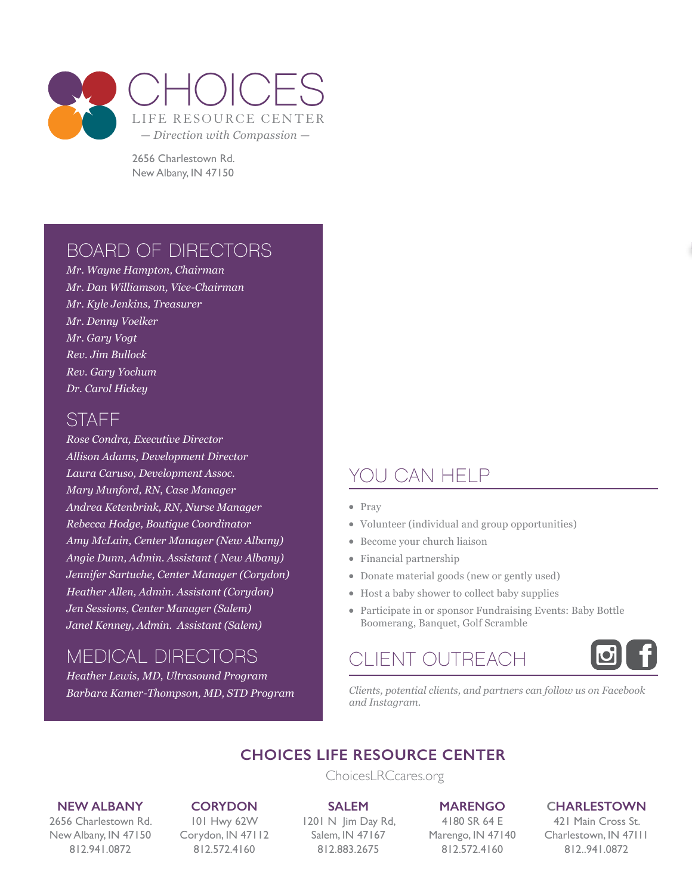# CHOICES

LIFE RESOURCE CENTER

— *Direction with Compassion* —

2656 Charlestown Rd.
New Albany, IN 47150

## BOARD OF DIRECTORS

*Mr. Wayne Hampton, Chairman*
*Mr. Dan Williamson, Vice-Chairman*
*Mr. Kyle Jenkins, Treasurer*
*Mr. Denny Voelker*
*Mr. Gary Vogt*
*Rev. Jim Bullock*
*Rev. Gary Yochum*
*Dr. Carol Hickey*

## STAFF

*Rose Condra, Executive Director*
*Allison Adams, Development Director*
*Laura Caruso, Development Assoc.*
*Mary Munford, RN, Case Manager*
*Andrea Ketenbrink, RN, Nurse Manager*
*Rebecca Hodge, Boutique Coordinator*
*Amy McLain, Center Manager (New Albany)*
*Angie Dunn, Admin. Assistant ( New Albany)*
*Jennifer Sartuche, Center Manager (Corydon)*
*Heather Allen, Admin. Assistant (Corydon)*
*Jen Sessions, Center Manager (Salem)*
*Janel Kenney, Admin.  Assistant (Salem)*

## MEDICAL DIRECTORS

*Heather Lewis, MD, Ultrasound Program*
*Barbara Kamer-Thompson, MD, STD Program*

## YOU CAN HELP

- Pray
- Volunteer (individual and group opportunities)
- Become your church liaison
- Financial partnership
- Donate material goods (new or gently used)
- Host a baby shower to collect baby supplies
- Participate in or sponsor Fundraising Events: Baby Bottle Boomerang, Banquet, Golf Scramble

## CLIENT OUTREACH

*Clients, potential clients, and partners can follow us on Facebook and Instagram.*

## CHOICES LIFE RESOURCE CENTER

ChoicesLRCcares.org

**NEW ALBANY**
2656 Charlestown Rd.
New Albany, IN 47150
812.941.0872

**CORYDON**
101 Hwy 62W
Corydon, IN 47112
812.572.4160

**SALEM**
1201 N  Jim Day Rd,
Salem, IN 47167
812.883.2675

**MARENGO**
4180 SR 64 E
Marengo, IN 47140
812.572.4160

**CHARLESTOWN**
421 Main Cross St.
Charlestown, IN 47111
812..941.0872